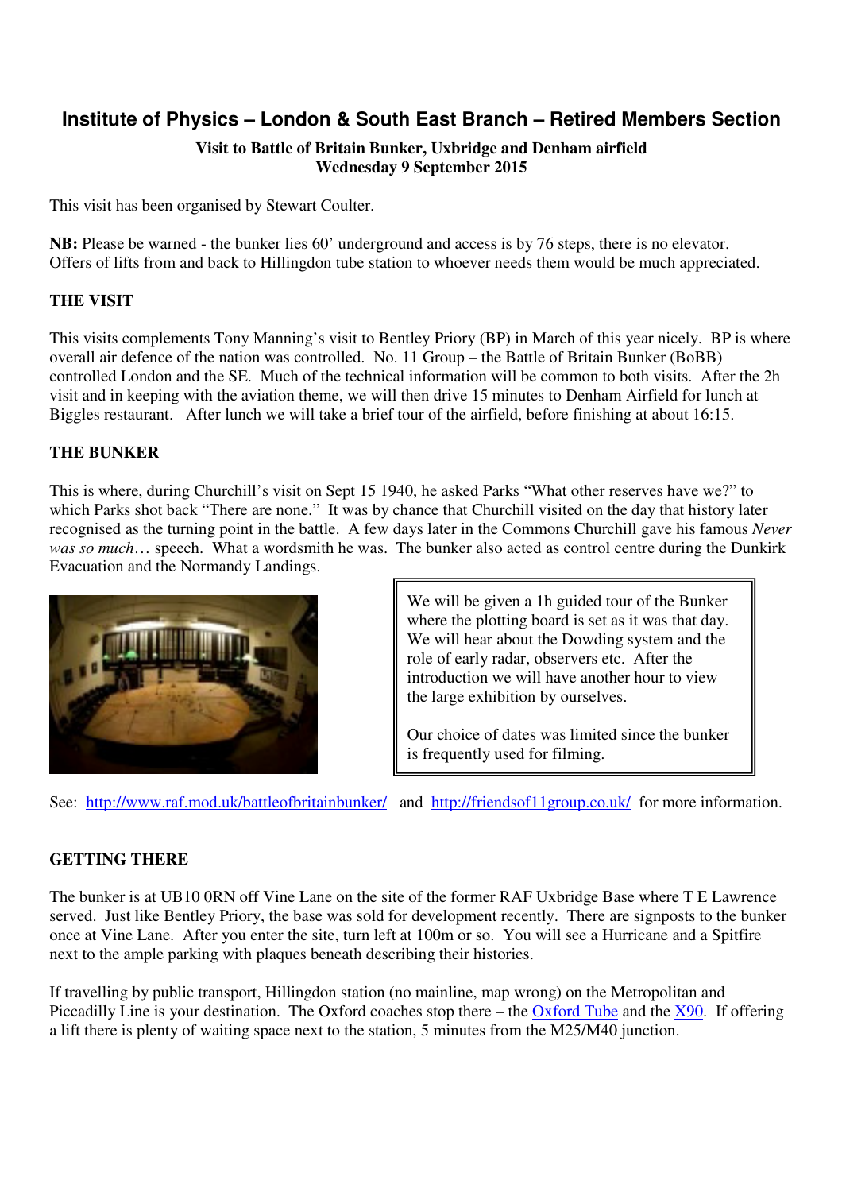# Institute of Physics – London & South East Branch – Retired Members Section

**Visit to Battle of Britain Bunker, Uxbridge and Denham airfield**
**Wednesday 9 September 2015**

---

This visit has been organised by Stewart Coulter.

**NB:** Please be warned - the bunker lies 60' underground and access is by 76 steps, there is no elevator. Offers of lifts from and back to Hillingdon tube station to whoever needs them would be much appreciated.

## THE VISIT

This visits complements Tony Manning's visit to Bentley Priory (BP) in March of this year nicely. BP is where overall air defence of the nation was controlled. No. 11 Group – the Battle of Britain Bunker (BoBB) controlled London and the SE. Much of the technical information will be common to both visits. After the 2h visit and in keeping with the aviation theme, we will then drive 15 minutes to Denham Airfield for lunch at Biggles restaurant. After lunch we will take a brief tour of the airfield, before finishing at about 16:15.

## THE BUNKER

This is where, during Churchill's visit on Sept 15 1940, he asked Parks "What other reserves have we?" to which Parks shot back "There are none." It was by chance that Churchill visited on the day that history later recognised as the turning point in the battle. A few days later in the Commons Churchill gave his famous *Never was so much*… speech. What a wordsmith he was. The bunker also acted as control centre during the Dunkirk Evacuation and the Normandy Landings.

We will be given a 1h guided tour of the Bunker where the plotting board is set as it was that day. We will hear about the Dowding system and the role of early radar, observers etc. After the introduction we will have another hour to view the large exhibition by ourselves.

Our choice of dates was limited since the bunker is frequently used for filming.

See: http://www.raf.mod.uk/battleofbritainbunker/ and http://friendsof11group.co.uk/ for more information.

## GETTING THERE

The bunker is at UB10 0RN off Vine Lane on the site of the former RAF Uxbridge Base where T E Lawrence served. Just like Bentley Priory, the base was sold for development recently. There are signposts to the bunker once at Vine Lane. After you enter the site, turn left at 100m or so. You will see a Hurricane and a Spitfire next to the ample parking with plaques beneath describing their histories.

If travelling by public transport, Hillingdon station (no mainline, map wrong) on the Metropolitan and Piccadilly Line is your destination. The Oxford coaches stop there – the Oxford Tube and the X90. If offering a lift there is plenty of waiting space next to the station, 5 minutes from the M25/M40 junction.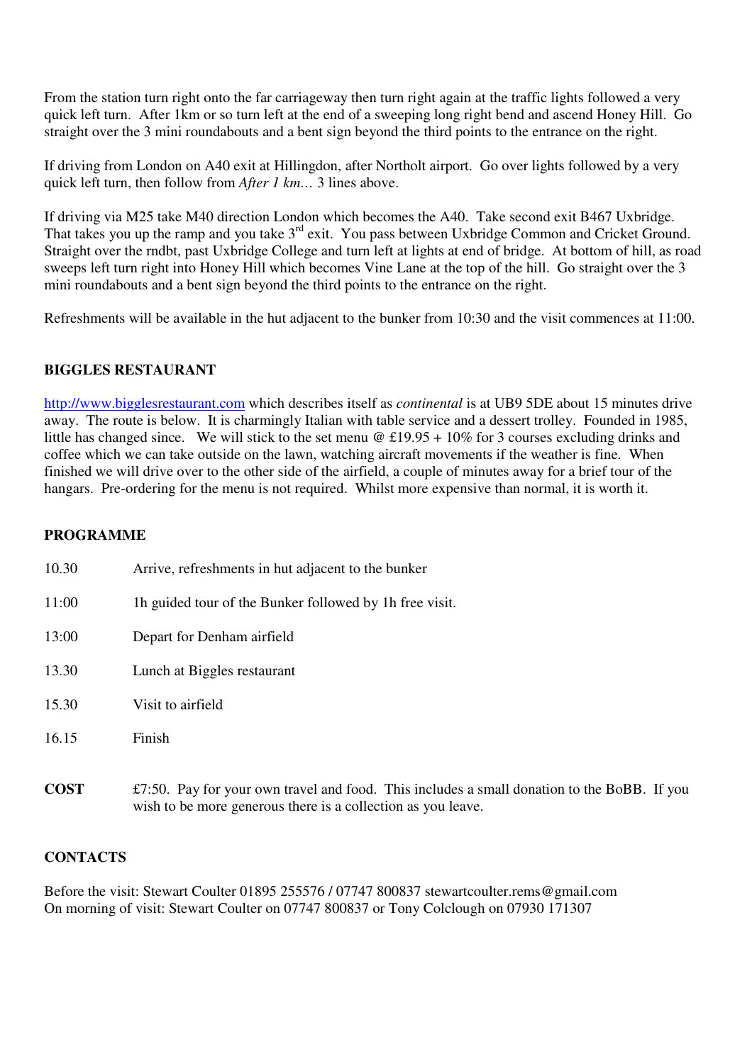From the station turn right onto the far carriageway then turn right again at the traffic lights followed a very quick left turn. After 1km or so turn left at the end of a sweeping long right bend and ascend Honey Hill. Go straight over the 3 mini roundabouts and a bent sign beyond the third points to the entrance on the right.

If driving from London on A40 exit at Hillingdon, after Northolt airport. Go over lights followed by a very quick left turn, then follow from *After 1 km…* 3 lines above.

If driving via M25 take M40 direction London which becomes the A40. Take second exit B467 Uxbridge. That takes you up the ramp and you take 3rd exit. You pass between Uxbridge Common and Cricket Ground. Straight over the rndbt, past Uxbridge College and turn left at lights at end of bridge. At bottom of hill, as road sweeps left turn right into Honey Hill which becomes Vine Lane at the top of the hill. Go straight over the 3 mini roundabouts and a bent sign beyond the third points to the entrance on the right.

Refreshments will be available in the hut adjacent to the bunker from 10:30 and the visit commences at 11:00.

**BIGGLES RESTAURANT**

http://www.bigglesrestaurant.com which describes itself as *continental* is at UB9 5DE about 15 minutes drive away. The route is below. It is charmingly Italian with table service and a dessert trolley. Founded in 1985, little has changed since. We will stick to the set menu @ £19.95 + 10% for 3 courses excluding drinks and coffee which we can take outside on the lawn, watching aircraft movements if the weather is fine. When finished we will drive over to the other side of the airfield, a couple of minutes away for a brief tour of the hangars. Pre-ordering for the menu is not required. Whilst more expensive than normal, it is worth it.

**PROGRAMME**

| | |
|---|---|
| 10.30 | Arrive, refreshments in hut adjacent to the bunker |
| 11:00 | 1h guided tour of the Bunker followed by 1h free visit. |
| 13:00 | Depart for Denham airfield |
| 13.30 | Lunch at Biggles restaurant |
| 15.30 | Visit to airfield |
| 16.15 | Finish |

**COST** £7:50. Pay for your own travel and food. This includes a small donation to the BoBB. If you wish to be more generous there is a collection as you leave.

**CONTACTS**

Before the visit: Stewart Coulter 01895 255576 / 07747 800837 stewartcoulter.rems@gmail.com
On morning of visit: Stewart Coulter on 07747 800837 or Tony Colclough on 07930 171307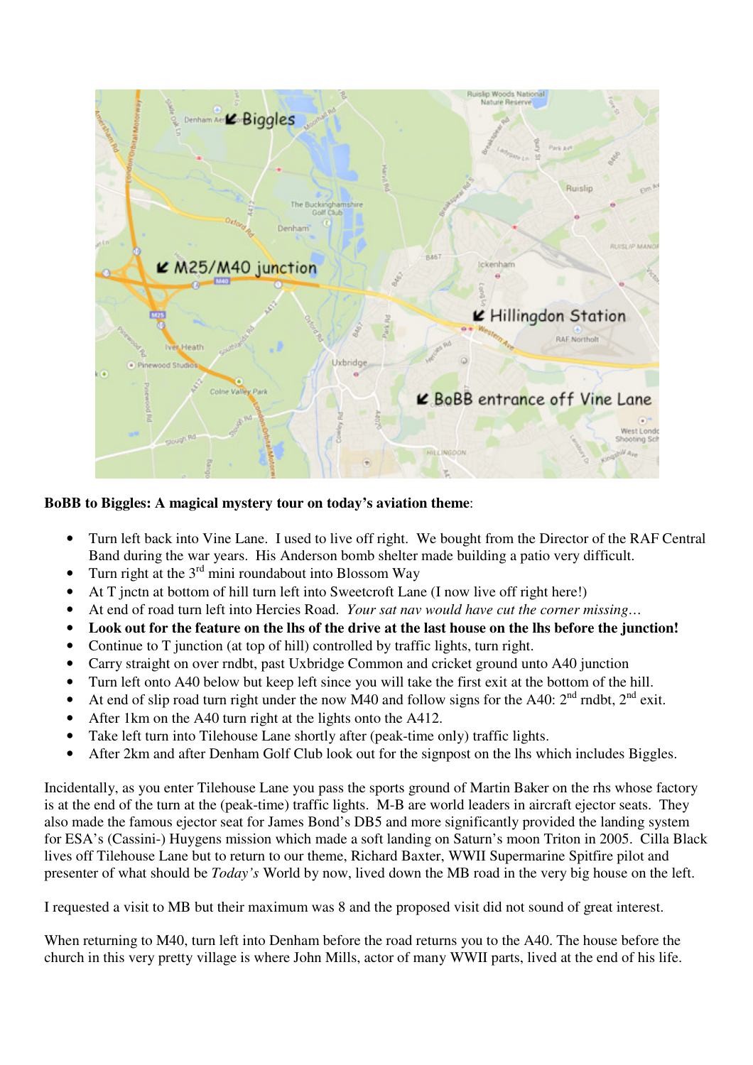**BoBB to Biggles: A magical mystery tour on today's aviation theme**:

- Turn left back into Vine Lane. I used to live off right. We bought from the Director of the RAF Central Band during the war years. His Anderson bomb shelter made building a patio very difficult.
- Turn right at the 3rd mini roundabout into Blossom Way
- At T jnctn at bottom of hill turn left into Sweetcroft Lane (I now live off right here!)
- At end of road turn left into Hercies Road. *Your sat nav would have cut the corner missing…*
- **Look out for the feature on the lhs of the drive at the last house on the lhs before the junction!**
- Continue to T junction (at top of hill) controlled by traffic lights, turn right.
- Carry straight on over rndbt, past Uxbridge Common and cricket ground unto A40 junction
- Turn left onto A40 below but keep left since you will take the first exit at the bottom of the hill.
- At end of slip road turn right under the now M40 and follow signs for the A40: 2nd rndbt, 2nd exit.
- After 1km on the A40 turn right at the lights onto the A412.
- Take left turn into Tilehouse Lane shortly after (peak-time only) traffic lights.
- After 2km and after Denham Golf Club look out for the signpost on the lhs which includes Biggles.

Incidentally, as you enter Tilehouse Lane you pass the sports ground of Martin Baker on the rhs whose factory is at the end of the turn at the (peak-time) traffic lights. M-B are world leaders in aircraft ejector seats. They also made the famous ejector seat for James Bond's DB5 and more significantly provided the landing system for ESA's (Cassini-) Huygens mission which made a soft landing on Saturn's moon Triton in 2005. Cilla Black lives off Tilehouse Lane but to return to our theme, Richard Baxter, WWII Supermarine Spitfire pilot and presenter of what should be *Today's* World by now, lived down the MB road in the very big house on the left.

I requested a visit to MB but their maximum was 8 and the proposed visit did not sound of great interest.

When returning to M40, turn left into Denham before the road returns you to the A40. The house before the church in this very pretty village is where John Mills, actor of many WWII parts, lived at the end of his life.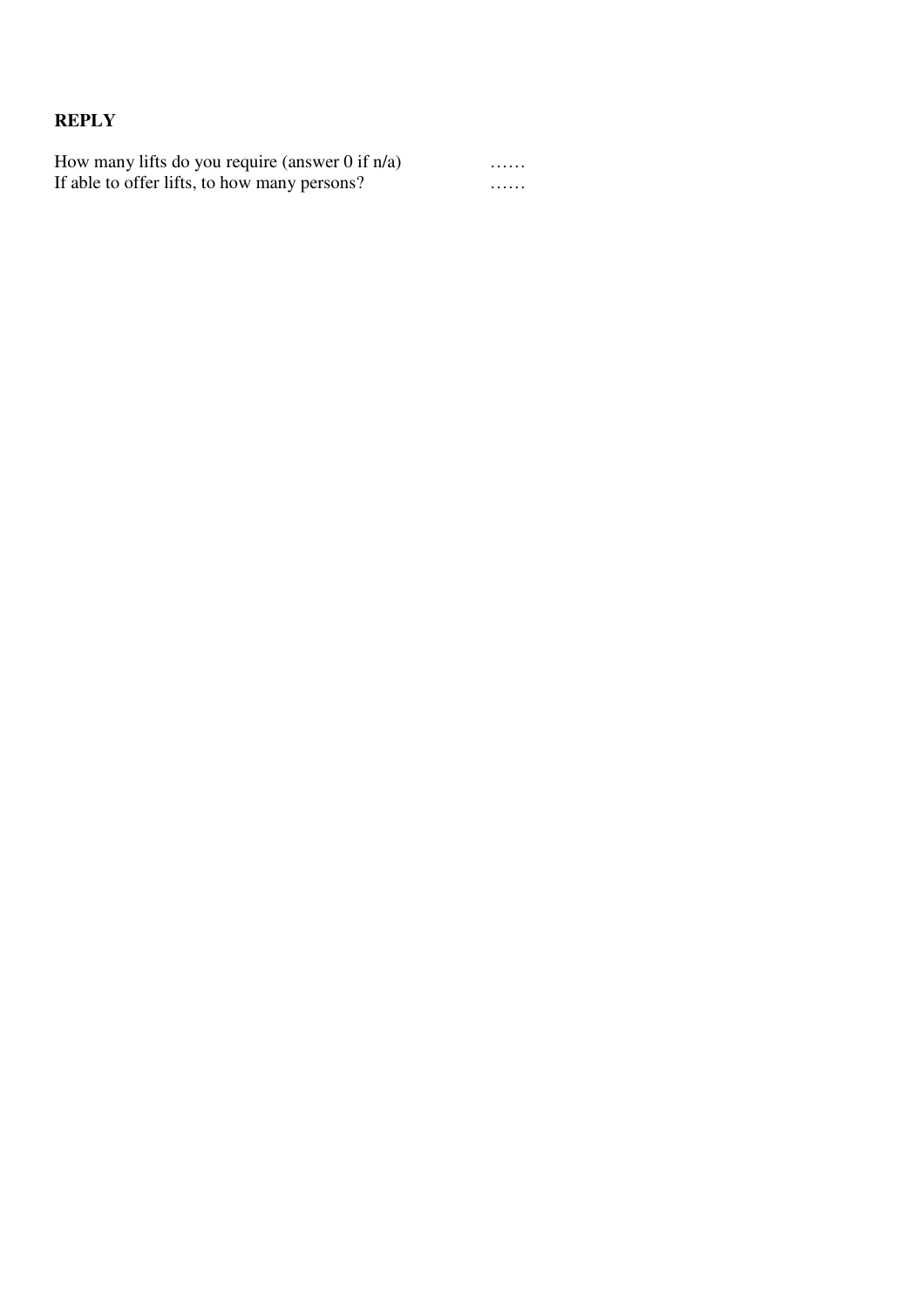**REPLY**

How many lifts do you require (answer 0 if n/a) ……
If able to offer lifts, to how many persons? ……